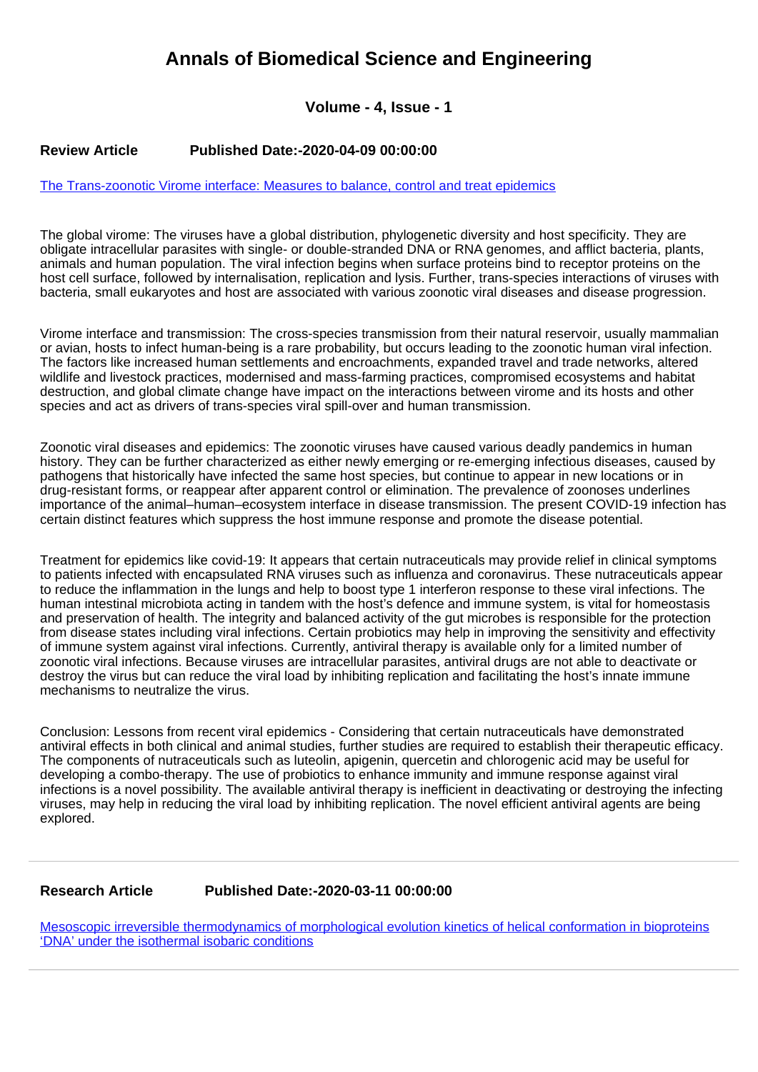# Annals of Biomedical Science and Engineering

### Volume - 4, Issue - 1

**Review Article** **Published Date:-2020-04-09 00:00:00**

The Trans-zoonotic Virome interface: Measures to balance, control and treat epidemics

The global virome: The viruses have a global distribution, phylogenetic diversity and host specificity. They are obligate intracellular parasites with single- or double-stranded DNA or RNA genomes, and afflict bacteria, plants, animals and human population. The viral infection begins when surface proteins bind to receptor proteins on the host cell surface, followed by internalisation, replication and lysis. Further, trans-species interactions of viruses with bacteria, small eukaryotes and host are associated with various zoonotic viral diseases and disease progression.

Virome interface and transmission: The cross-species transmission from their natural reservoir, usually mammalian or avian, hosts to infect human-being is a rare probability, but occurs leading to the zoonotic human viral infection. The factors like increased human settlements and encroachments, expanded travel and trade networks, altered wildlife and livestock practices, modernised and mass-farming practices, compromised ecosystems and habitat destruction, and global climate change have impact on the interactions between virome and its hosts and other species and act as drivers of trans-species viral spill-over and human transmission.

Zoonotic viral diseases and epidemics: The zoonotic viruses have caused various deadly pandemics in human history. They can be further characterized as either newly emerging or re-emerging infectious diseases, caused by pathogens that historically have infected the same host species, but continue to appear in new locations or in drug-resistant forms, or reappear after apparent control or elimination. The prevalence of zoonoses underlines importance of the animal–human–ecosystem interface in disease transmission. The present COVID-19 infection has certain distinct features which suppress the host immune response and promote the disease potential.

Treatment for epidemics like covid-19: It appears that certain nutraceuticals may provide relief in clinical symptoms to patients infected with encapsulated RNA viruses such as influenza and coronavirus. These nutraceuticals appear to reduce the inflammation in the lungs and help to boost type 1 interferon response to these viral infections. The human intestinal microbiota acting in tandem with the host's defence and immune system, is vital for homeostasis and preservation of health. The integrity and balanced activity of the gut microbes is responsible for the protection from disease states including viral infections. Certain probiotics may help in improving the sensitivity and effectivity of immune system against viral infections. Currently, antiviral therapy is available only for a limited number of zoonotic viral infections. Because viruses are intracellular parasites, antiviral drugs are not able to deactivate or destroy the virus but can reduce the viral load by inhibiting replication and facilitating the host's innate immune mechanisms to neutralize the virus.

Conclusion: Lessons from recent viral epidemics - Considering that certain nutraceuticals have demonstrated antiviral effects in both clinical and animal studies, further studies are required to establish their therapeutic efficacy. The components of nutraceuticals such as luteolin, apigenin, quercetin and chlorogenic acid may be useful for developing a combo-therapy. The use of probiotics to enhance immunity and immune response against viral infections is a novel possibility. The available antiviral therapy is inefficient in deactivating or destroying the infecting viruses, may help in reducing the viral load by inhibiting replication. The novel efficient antiviral agents are being explored.

---

**Research Article** **Published Date:-2020-03-11 00:00:00**

Mesoscopic irreversible thermodynamics of morphological evolution kinetics of helical conformation in bioproteins 'DNA' under the isothermal isobaric conditions

---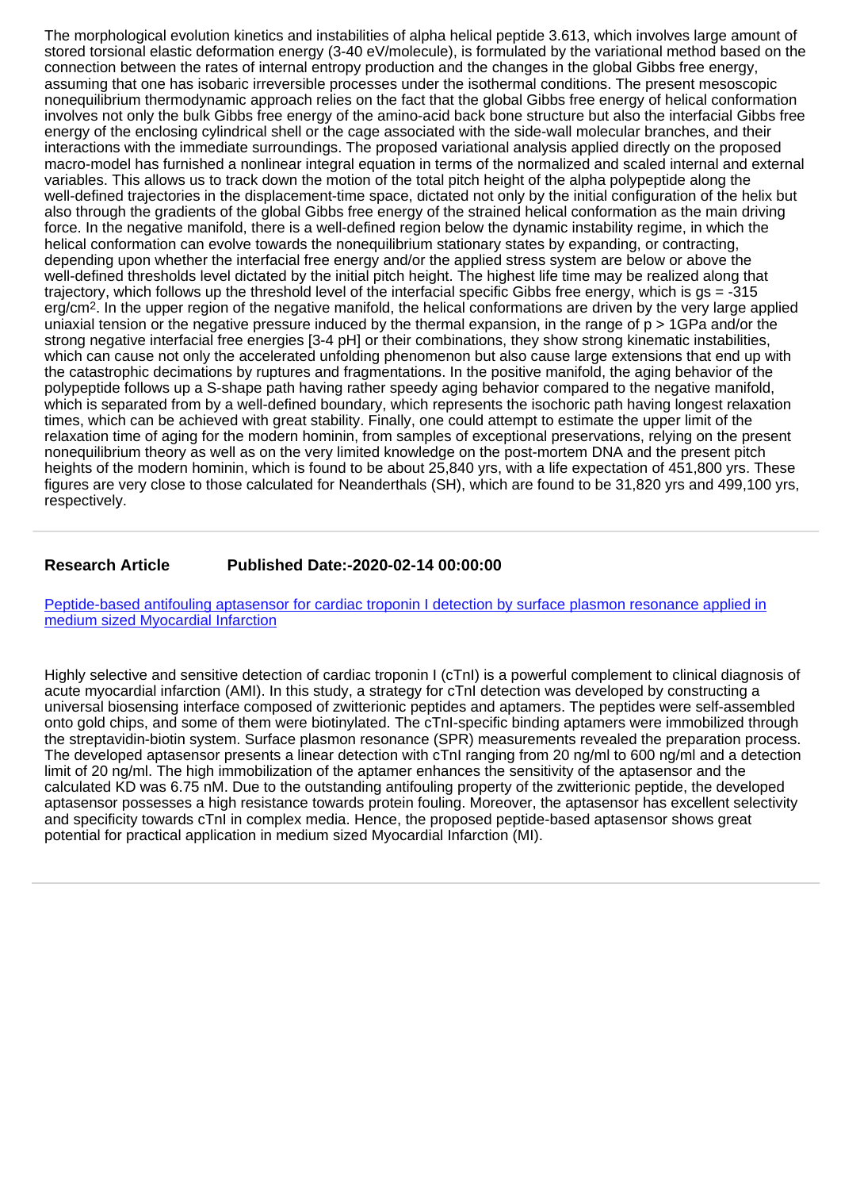The morphological evolution kinetics and instabilities of alpha helical peptide 3.613, which involves large amount of stored torsional elastic deformation energy (3-40 eV/molecule), is formulated by the variational method based on the connection between the rates of internal entropy production and the changes in the global Gibbs free energy, assuming that one has isobaric irreversible processes under the isothermal conditions. The present mesoscopic nonequilibrium thermodynamic approach relies on the fact that the global Gibbs free energy of helical conformation involves not only the bulk Gibbs free energy of the amino-acid back bone structure but also the interfacial Gibbs free energy of the enclosing cylindrical shell or the cage associated with the side-wall molecular branches, and their interactions with the immediate surroundings. The proposed variational analysis applied directly on the proposed macro-model has furnished a nonlinear integral equation in terms of the normalized and scaled internal and external variables. This allows us to track down the motion of the total pitch height of the alpha polypeptide along the well-defined trajectories in the displacement-time space, dictated not only by the initial configuration of the helix but also through the gradients of the global Gibbs free energy of the strained helical conformation as the main driving force. In the negative manifold, there is a well-defined region below the dynamic instability regime, in which the helical conformation can evolve towards the nonequilibrium stationary states by expanding, or contracting, depending upon whether the interfacial free energy and/or the applied stress system are below or above the well-defined thresholds level dictated by the initial pitch height. The highest life time may be realized along that trajectory, which follows up the threshold level of the interfacial specific Gibbs free energy, which is gs = -315 erg/cm$^2$. In the upper region of the negative manifold, the helical conformations are driven by the very large applied uniaxial tension or the negative pressure induced by the thermal expansion, in the range of $p > 1$GPa and/or the strong negative interfacial free energies [3-4 pH] or their combinations, they show strong kinematic instabilities, which can cause not only the accelerated unfolding phenomenon but also cause large extensions that end up with the catastrophic decimations by ruptures and fragmentations. In the positive manifold, the aging behavior of the polypeptide follows up a S-shape path having rather speedy aging behavior compared to the negative manifold, which is separated from by a well-defined boundary, which represents the isochoric path having longest relaxation times, which can be achieved with great stability. Finally, one could attempt to estimate the upper limit of the relaxation time of aging for the modern hominin, from samples of exceptional preservations, relying on the present nonequilibrium theory as well as on the very limited knowledge on the post-mortem DNA and the present pitch heights of the modern hominin, which is found to be about 25,840 yrs, with a life expectation of 451,800 yrs. These figures are very close to those calculated for Neanderthals (SH), which are found to be 31,820 yrs and 499,100 yrs, respectively.

---

**Research Article** **Published Date:-2020-02-14 00:00:00**

Peptide-based antifouling aptasensor for cardiac troponin I detection by surface plasmon resonance applied in medium sized Myocardial Infarction

Highly selective and sensitive detection of cardiac troponin I (cTnI) is a powerful complement to clinical diagnosis of acute myocardial infarction (AMI). In this study, a strategy for cTnI detection was developed by constructing a universal biosensing interface composed of zwitterionic peptides and aptamers. The peptides were self-assembled onto gold chips, and some of them were biotinylated. The cTnI-specific binding aptamers were immobilized through the streptavidin-biotin system. Surface plasmon resonance (SPR) measurements revealed the preparation process. The developed aptasensor presents a linear detection with cTnI ranging from 20 ng/ml to 600 ng/ml and a detection limit of 20 ng/ml. The high immobilization of the aptamer enhances the sensitivity of the aptasensor and the calculated KD was 6.75 nM. Due to the outstanding antifouling property of the zwitterionic peptide, the developed aptasensor possesses a high resistance towards protein fouling. Moreover, the aptasensor has excellent selectivity and specificity towards cTnI in complex media. Hence, the proposed peptide-based aptasensor shows great potential for practical application in medium sized Myocardial Infarction (MI).

---